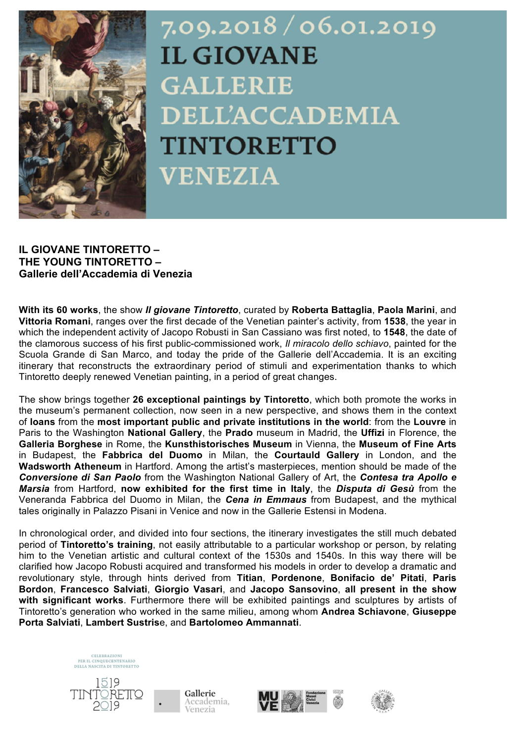7.09.2018 / 06.01.2019

IL GIOVANE GALLERIE DELL'ACCADEMIA TINTORETTO VENEZIA

**IL GIOVANE TINTORETTO –**
**THE YOUNG TINTORETTO –**
**Gallerie dell'Accademia di Venezia**

**With its 60 works**, the show ***Il giovane Tintoretto***, curated by **Roberta Battaglia**, **Paola Marini**, and **Vittoria Romani**, ranges over the first decade of the Venetian painter's activity, from **1538**, the year in which the independent activity of Jacopo Robusti in San Cassiano was first noted, to **1548**, the date of the clamorous success of his first public-commissioned work, *Il miracolo dello schiavo*, painted for the Scuola Grande di San Marco, and today the pride of the Gallerie dell'Accademia. It is an exciting itinerary that reconstructs the extraordinary period of stimuli and experimentation thanks to which Tintoretto deeply renewed Venetian painting, in a period of great changes.

The show brings together **26 exceptional paintings by Tintoretto**, which both promote the works in the museum's permanent collection, now seen in a new perspective, and shows them in the context of **loans** from the **most important public and private institutions in the world**: from the **Louvre** in Paris to the Washington **National Gallery**, the **Prado** museum in Madrid, the **Uffizi** in Florence, the **Galleria Borghese** in Rome, the **Kunsthistorisches Museum** in Vienna, the **Museum of Fine Arts** in Budapest, the **Fabbrica del Duomo** in Milan, the **Courtauld Gallery** in London, and the **Wadsworth Atheneum** in Hartford. Among the artist's masterpieces, mention should be made of the ***Conversione di San Paolo*** from the Washington National Gallery of Art, the ***Contesa tra Apollo e Marsia*** from Hartford, **now exhibited for the first time in Italy**, the ***Disputa di Gesù*** from the Veneranda Fabbrica del Duomo in Milan, the ***Cena in Emmaus*** from Budapest, and the mythical tales originally in Palazzo Pisani in Venice and now in the Gallerie Estensi in Modena.

In chronological order, and divided into four sections, the itinerary investigates the still much debated period of **Tintoretto's training**, not easily attributable to a particular workshop or person, by relating him to the Venetian artistic and cultural context of the 1530s and 1540s. In this way there will be clarified how Jacopo Robusti acquired and transformed his models in order to develop a dramatic and revolutionary style, through hints derived from **Titian**, **Pordenone**, **Bonifacio de' Pitati**, **Paris Bordon**, **Francesco Salviati**, **Giorgio Vasari**, and **Jacopo Sansovino**, **all present in the show with significant works**. Furthermore there will be exhibited paintings and sculptures by artists of Tintoretto's generation who worked in the same milieu, among whom **Andrea Schiavone**, **Giuseppe Porta Salviati**, **Lambert Sustris**e, and **Bartolomeo Ammannati**.

CELEBRAZIONI PER IL CINQUECENTENARIO DELLA NASCITA DI TINTORETTO

1519 TINTORETTO 2019

Gallerie Accademia, Venezia

MUVE Fondazione Musei Civici Venezia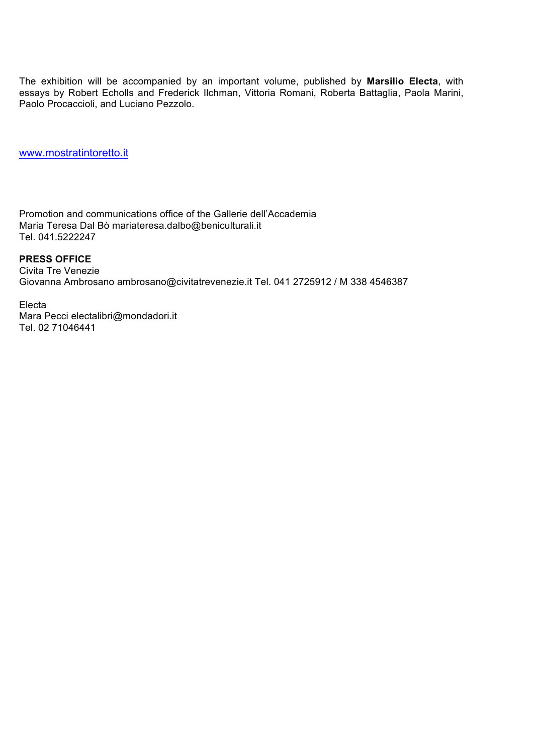The exhibition will be accompanied by an important volume, published by **Marsilio Electa**, with essays by Robert Echolls and Frederick Ilchman, Vittoria Romani, Roberta Battaglia, Paola Marini, Paolo Procaccioli, and Luciano Pezzolo.

[www.mostratintoretto.it](http://www.mostratintoretto.it)

Promotion and communications office of the Gallerie dell'Accademia
Maria Teresa Dal Bò mariateresa.dalbo@beniculturali.it
Tel. 041.5222247

**PRESS OFFICE**
Civita Tre Venezie
Giovanna Ambrosano ambrosano@civitatrevenezie.it Tel. 041 2725912 / M 338 4546387

Electa
Mara Pecci electalibri@mondadori.it
Tel. 02 71046441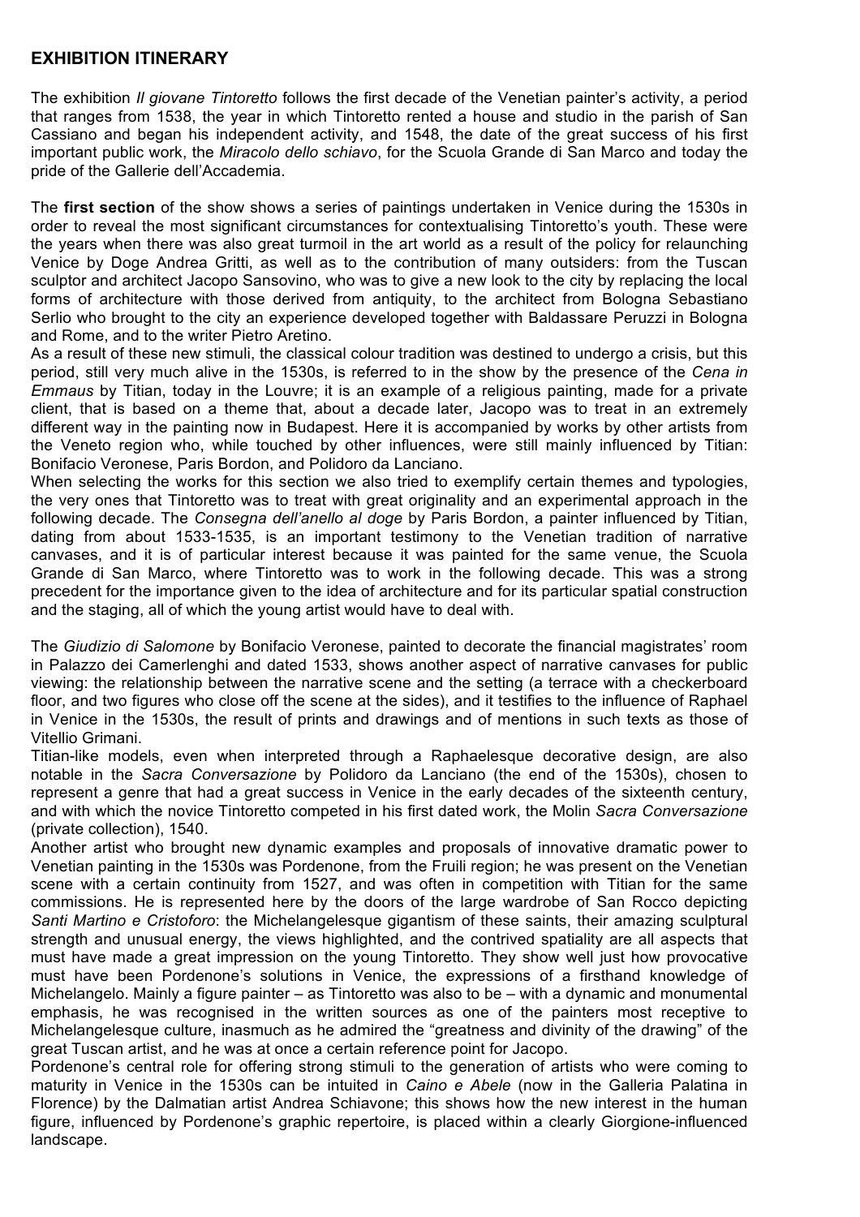## EXHIBITION ITINERARY

The exhibition *Il giovane Tintoretto* follows the first decade of the Venetian painter's activity, a period that ranges from 1538, the year in which Tintoretto rented a house and studio in the parish of San Cassiano and began his independent activity, and 1548, the date of the great success of his first important public work, the *Miracolo dello schiavo*, for the Scuola Grande di San Marco and today the pride of the Gallerie dell'Accademia.

The **first section** of the show shows a series of paintings undertaken in Venice during the 1530s in order to reveal the most significant circumstances for contextualising Tintoretto's youth. These were the years when there was also great turmoil in the art world as a result of the policy for relaunching Venice by Doge Andrea Gritti, as well as to the contribution of many outsiders: from the Tuscan sculptor and architect Jacopo Sansovino, who was to give a new look to the city by replacing the local forms of architecture with those derived from antiquity, to the architect from Bologna Sebastiano Serlio who brought to the city an experience developed together with Baldassare Peruzzi in Bologna and Rome, and to the writer Pietro Aretino.

As a result of these new stimuli, the classical colour tradition was destined to undergo a crisis, but this period, still very much alive in the 1530s, is referred to in the show by the presence of the *Cena in Emmaus* by Titian, today in the Louvre; it is an example of a religious painting, made for a private client, that is based on a theme that, about a decade later, Jacopo was to treat in an extremely different way in the painting now in Budapest. Here it is accompanied by works by other artists from the Veneto region who, while touched by other influences, were still mainly influenced by Titian: Bonifacio Veronese, Paris Bordon, and Polidoro da Lanciano.

When selecting the works for this section we also tried to exemplify certain themes and typologies, the very ones that Tintoretto was to treat with great originality and an experimental approach in the following decade. The *Consegna dell'anello al doge* by Paris Bordon, a painter influenced by Titian, dating from about 1533-1535, is an important testimony to the Venetian tradition of narrative canvases, and it is of particular interest because it was painted for the same venue, the Scuola Grande di San Marco, where Tintoretto was to work in the following decade. This was a strong precedent for the importance given to the idea of architecture and for its particular spatial construction and the staging, all of which the young artist would have to deal with.

The *Giudizio di Salomone* by Bonifacio Veronese, painted to decorate the financial magistrates' room in Palazzo dei Camerlenghi and dated 1533, shows another aspect of narrative canvases for public viewing: the relationship between the narrative scene and the setting (a terrace with a checkerboard floor, and two figures who close off the scene at the sides), and it testifies to the influence of Raphael in Venice in the 1530s, the result of prints and drawings and of mentions in such texts as those of Vitellio Grimani.

Titian-like models, even when interpreted through a Raphaelesque decorative design, are also notable in the *Sacra Conversazione* by Polidoro da Lanciano (the end of the 1530s), chosen to represent a genre that had a great success in Venice in the early decades of the sixteenth century, and with which the novice Tintoretto competed in his first dated work, the Molin *Sacra Conversazione* (private collection), 1540.

Another artist who brought new dynamic examples and proposals of innovative dramatic power to Venetian painting in the 1530s was Pordenone, from the Fruili region; he was present on the Venetian scene with a certain continuity from 1527, and was often in competition with Titian for the same commissions. He is represented here by the doors of the large wardrobe of San Rocco depicting *Santi Martino e Cristoforo*: the Michelangelesque gigantism of these saints, their amazing sculptural strength and unusual energy, the views highlighted, and the contrived spatiality are all aspects that must have made a great impression on the young Tintoretto. They show well just how provocative must have been Pordenone's solutions in Venice, the expressions of a firsthand knowledge of Michelangelo. Mainly a figure painter – as Tintoretto was also to be – with a dynamic and monumental emphasis, he was recognised in the written sources as one of the painters most receptive to Michelangelesque culture, inasmuch as he admired the "greatness and divinity of the drawing" of the great Tuscan artist, and he was at once a certain reference point for Jacopo.

Pordenone's central role for offering strong stimuli to the generation of artists who were coming to maturity in Venice in the 1530s can be intuited in *Caino e Abele* (now in the Galleria Palatina in Florence) by the Dalmatian artist Andrea Schiavone; this shows how the new interest in the human figure, influenced by Pordenone's graphic repertoire, is placed within a clearly Giorgione-influenced landscape.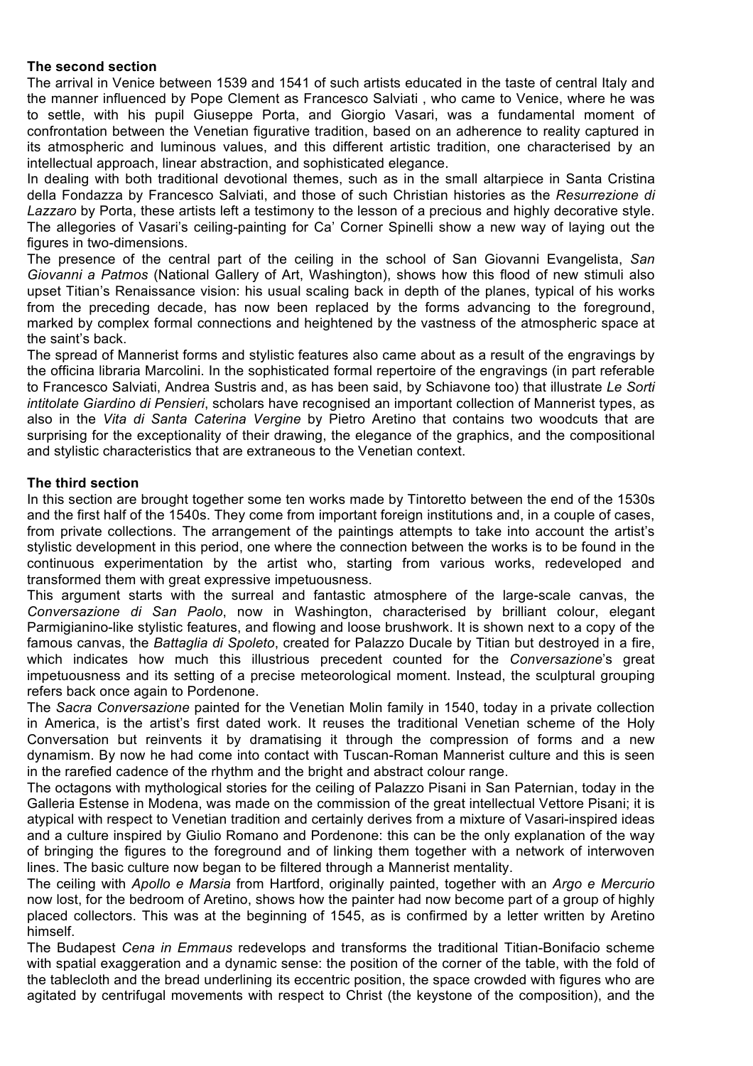**The second section**

The arrival in Venice between 1539 and 1541 of such artists educated in the taste of central Italy and the manner influenced by Pope Clement as Francesco Salviati , who came to Venice, where he was to settle, with his pupil Giuseppe Porta, and Giorgio Vasari, was a fundamental moment of confrontation between the Venetian figurative tradition, based on an adherence to reality captured in its atmospheric and luminous values, and this different artistic tradition, one characterised by an intellectual approach, linear abstraction, and sophisticated elegance.

In dealing with both traditional devotional themes, such as in the small altarpiece in Santa Cristina della Fondazza by Francesco Salviati, and those of such Christian histories as the *Resurrezione di Lazzaro* by Porta, these artists left a testimony to the lesson of a precious and highly decorative style. The allegories of Vasari's ceiling-painting for Ca' Corner Spinelli show a new way of laying out the figures in two-dimensions.

The presence of the central part of the ceiling in the school of San Giovanni Evangelista, *San Giovanni a Patmos* (National Gallery of Art, Washington), shows how this flood of new stimuli also upset Titian's Renaissance vision: his usual scaling back in depth of the planes, typical of his works from the preceding decade, has now been replaced by the forms advancing to the foreground, marked by complex formal connections and heightened by the vastness of the atmospheric space at the saint's back.

The spread of Mannerist forms and stylistic features also came about as a result of the engravings by the officina libraria Marcolini. In the sophisticated formal repertoire of the engravings (in part referable to Francesco Salviati, Andrea Sustris and, as has been said, by Schiavone too) that illustrate *Le Sorti intitolate Giardino di Pensieri*, scholars have recognised an important collection of Mannerist types, as also in the *Vita di Santa Caterina Vergine* by Pietro Aretino that contains two woodcuts that are surprising for the exceptionality of their drawing, the elegance of the graphics, and the compositional and stylistic characteristics that are extraneous to the Venetian context.

**The third section**

In this section are brought together some ten works made by Tintoretto between the end of the 1530s and the first half of the 1540s. They come from important foreign institutions and, in a couple of cases, from private collections. The arrangement of the paintings attempts to take into account the artist's stylistic development in this period, one where the connection between the works is to be found in the continuous experimentation by the artist who, starting from various works, redeveloped and transformed them with great expressive impetuousness.

This argument starts with the surreal and fantastic atmosphere of the large-scale canvas, the *Conversazione di San Paolo*, now in Washington, characterised by brilliant colour, elegant Parmigianino-like stylistic features, and flowing and loose brushwork. It is shown next to a copy of the famous canvas, the *Battaglia di Spoleto*, created for Palazzo Ducale by Titian but destroyed in a fire, which indicates how much this illustrious precedent counted for the *Conversazione*'s great impetuousness and its setting of a precise meteorological moment. Instead, the sculptural grouping refers back once again to Pordenone.

The *Sacra Conversazione* painted for the Venetian Molin family in 1540, today in a private collection in America, is the artist's first dated work. It reuses the traditional Venetian scheme of the Holy Conversation but reinvents it by dramatising it through the compression of forms and a new dynamism. By now he had come into contact with Tuscan-Roman Mannerist culture and this is seen in the rarefied cadence of the rhythm and the bright and abstract colour range.

The octagons with mythological stories for the ceiling of Palazzo Pisani in San Paternian, today in the Galleria Estense in Modena, was made on the commission of the great intellectual Vettore Pisani; it is atypical with respect to Venetian tradition and certainly derives from a mixture of Vasari-inspired ideas and a culture inspired by Giulio Romano and Pordenone: this can be the only explanation of the way of bringing the figures to the foreground and of linking them together with a network of interwoven lines. The basic culture now began to be filtered through a Mannerist mentality.

The ceiling with *Apollo e Marsia* from Hartford, originally painted, together with an *Argo e Mercurio* now lost, for the bedroom of Aretino, shows how the painter had now become part of a group of highly placed collectors. This was at the beginning of 1545, as is confirmed by a letter written by Aretino himself.

The Budapest *Cena in Emmaus* redevelops and transforms the traditional Titian-Bonifacio scheme with spatial exaggeration and a dynamic sense: the position of the corner of the table, with the fold of the tablecloth and the bread underlining its eccentric position, the space crowded with figures who are agitated by centrifugal movements with respect to Christ (the keystone of the composition), and the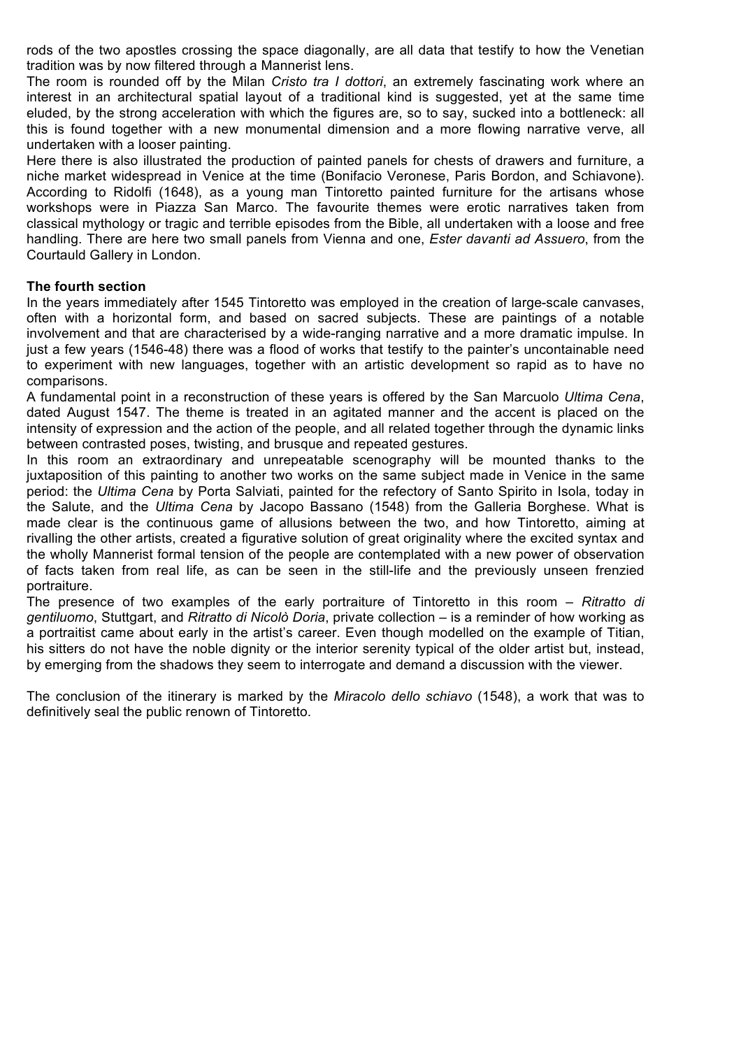rods of the two apostles crossing the space diagonally, are all data that testify to how the Venetian tradition was by now filtered through a Mannerist lens.

The room is rounded off by the Milan *Cristo tra I dottori*, an extremely fascinating work where an interest in an architectural spatial layout of a traditional kind is suggested, yet at the same time eluded, by the strong acceleration with which the figures are, so to say, sucked into a bottleneck: all this is found together with a new monumental dimension and a more flowing narrative verve, all undertaken with a looser painting.

Here there is also illustrated the production of painted panels for chests of drawers and furniture, a niche market widespread in Venice at the time (Bonifacio Veronese, Paris Bordon, and Schiavone). According to Ridolfi (1648), as a young man Tintoretto painted furniture for the artisans whose workshops were in Piazza San Marco. The favourite themes were erotic narratives taken from classical mythology or tragic and terrible episodes from the Bible, all undertaken with a loose and free handling. There are here two small panels from Vienna and one, *Ester davanti ad Assuero*, from the Courtauld Gallery in London.

**The fourth section**

In the years immediately after 1545 Tintoretto was employed in the creation of large-scale canvases, often with a horizontal form, and based on sacred subjects. These are paintings of a notable involvement and that are characterised by a wide-ranging narrative and a more dramatic impulse. In just a few years (1546-48) there was a flood of works that testify to the painter's uncontainable need to experiment with new languages, together with an artistic development so rapid as to have no comparisons.

A fundamental point in a reconstruction of these years is offered by the San Marcuolo *Ultima Cena*, dated August 1547. The theme is treated in an agitated manner and the accent is placed on the intensity of expression and the action of the people, and all related together through the dynamic links between contrasted poses, twisting, and brusque and repeated gestures.

In this room an extraordinary and unrepeatable scenography will be mounted thanks to the juxtaposition of this painting to another two works on the same subject made in Venice in the same period: the *Ultima Cena* by Porta Salviati, painted for the refectory of Santo Spirito in Isola, today in the Salute, and the *Ultima Cena* by Jacopo Bassano (1548) from the Galleria Borghese. What is made clear is the continuous game of allusions between the two, and how Tintoretto, aiming at rivalling the other artists, created a figurative solution of great originality where the excited syntax and the wholly Mannerist formal tension of the people are contemplated with a new power of observation of facts taken from real life, as can be seen in the still-life and the previously unseen frenzied portraiture.

The presence of two examples of the early portraiture of Tintoretto in this room – *Ritratto di gentiluomo*, Stuttgart, and *Ritratto di Nicolò Doria*, private collection – is a reminder of how working as a portraitist came about early in the artist's career. Even though modelled on the example of Titian, his sitters do not have the noble dignity or the interior serenity typical of the older artist but, instead, by emerging from the shadows they seem to interrogate and demand a discussion with the viewer.

The conclusion of the itinerary is marked by the *Miracolo dello schiavo* (1548), a work that was to definitively seal the public renown of Tintoretto.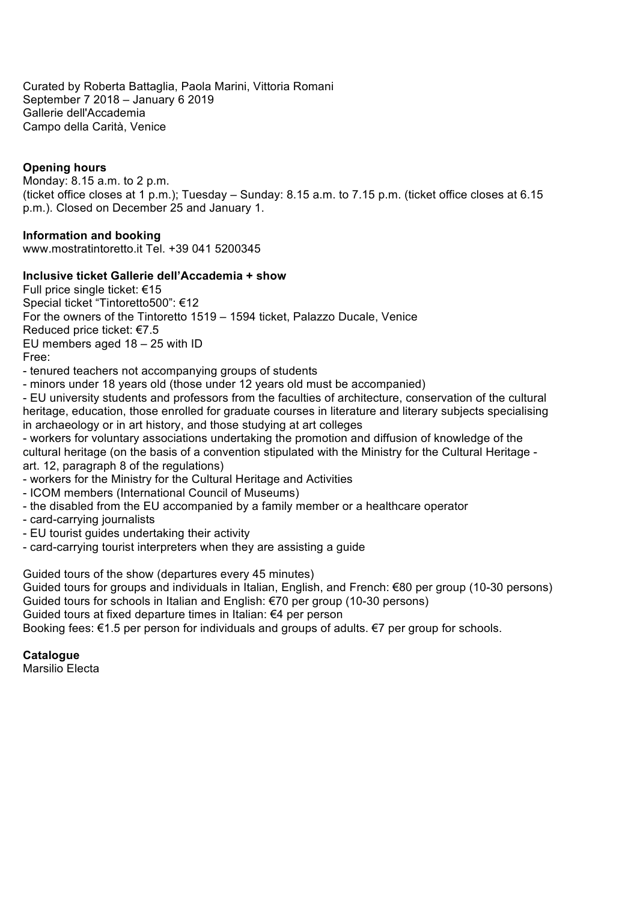Curated by Roberta Battaglia, Paola Marini, Vittoria Romani
September 7 2018 – January 6 2019
Gallerie dell'Accademia
Campo della Carità, Venice

**Opening hours**
Monday: 8.15 a.m. to 2 p.m.
(ticket office closes at 1 p.m.); Tuesday – Sunday: 8.15 a.m. to 7.15 p.m. (ticket office closes at 6.15 p.m.). Closed on December 25 and January 1.

**Information and booking**
www.mostratintoretto.it Tel. +39 041 5200345

**Inclusive ticket Gallerie dell'Accademia + show**
Full price single ticket: €15
Special ticket "Tintoretto500": €12
For the owners of the Tintoretto 1519 – 1594 ticket, Palazzo Ducale, Venice
Reduced price ticket: €7.5
EU members aged 18 – 25 with ID
Free:
- tenured teachers not accompanying groups of students
- minors under 18 years old (those under 12 years old must be accompanied)
- EU university students and professors from the faculties of architecture, conservation of the cultural heritage, education, those enrolled for graduate courses in literature and literary subjects specialising in archaeology or in art history, and those studying at art colleges
- workers for voluntary associations undertaking the promotion and diffusion of knowledge of the cultural heritage (on the basis of a convention stipulated with the Ministry for the Cultural Heritage - art. 12, paragraph 8 of the regulations)
- workers for the Ministry for the Cultural Heritage and Activities
- ICOM members (International Council of Museums)
- the disabled from the EU accompanied by a family member or a healthcare operator
- card-carrying journalists
- EU tourist guides undertaking their activity
- card-carrying tourist interpreters when they are assisting a guide

Guided tours of the show (departures every 45 minutes)
Guided tours for groups and individuals in Italian, English, and French: €80 per group (10-30 persons)
Guided tours for schools in Italian and English: €70 per group (10-30 persons)
Guided tours at fixed departure times in Italian: €4 per person
Booking fees: €1.5 per person for individuals and groups of adults. €7 per group for schools.

**Catalogue**
Marsilio Electa